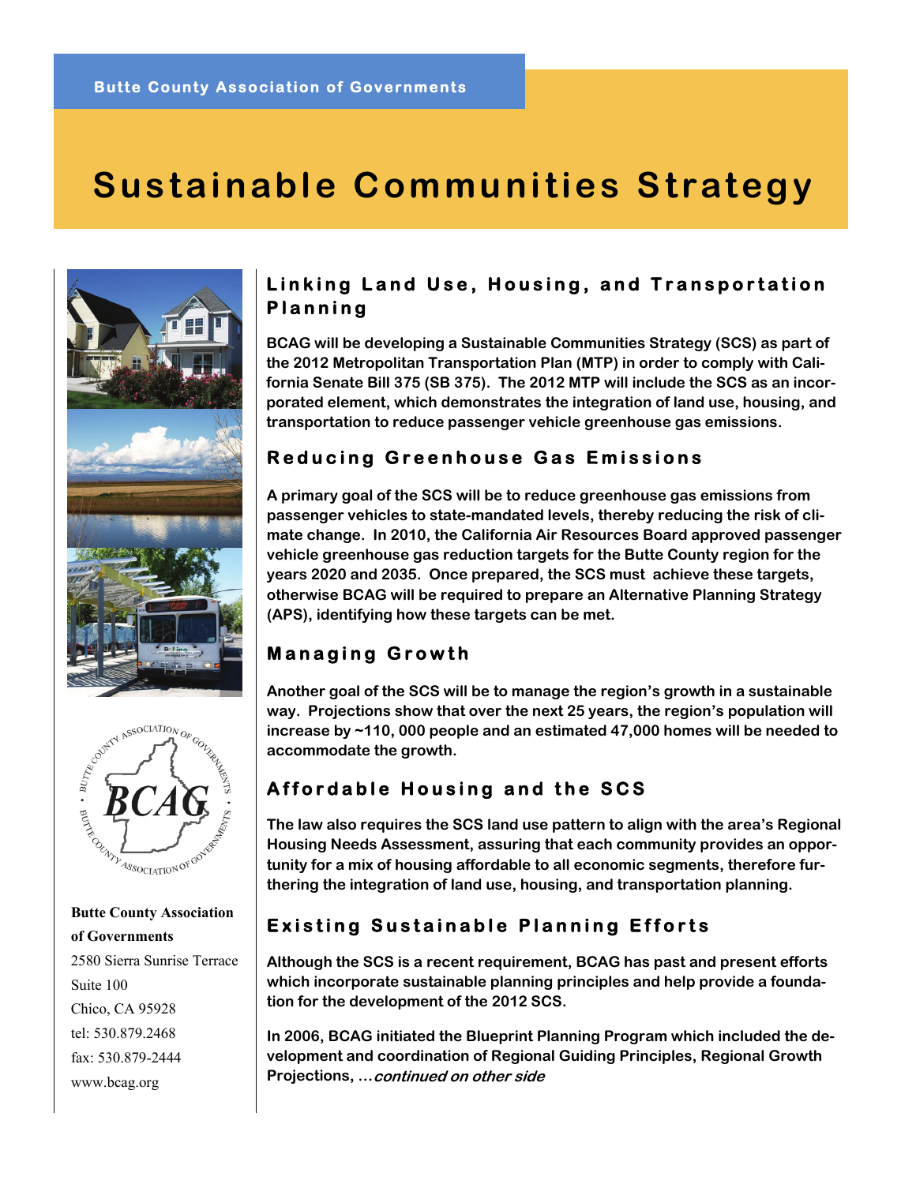Butte County Association of Governments

# Sustainable Communities Strategy

## Linking Land Use, Housing, and Transportation Planning

**BCAG will be developing a Sustainable Communities Strategy (SCS) as part of the 2012 Metropolitan Transportation Plan (MTP) in order to comply with California Senate Bill 375 (SB 375). The 2012 MTP will include the SCS as an incorporated element, which demonstrates the integration of land use, housing, and transportation to reduce passenger vehicle greenhouse gas emissions.**

## Reducing Greenhouse Gas Emissions

**A primary goal of the SCS will be to reduce greenhouse gas emissions from passenger vehicles to state-mandated levels, thereby reducing the risk of climate change. In 2010, the California Air Resources Board approved passenger vehicle greenhouse gas reduction targets for the Butte County region for the years 2020 and 2035. Once prepared, the SCS must achieve these targets, otherwise BCAG will be required to prepare an Alternative Planning Strategy (APS), identifying how these targets can be met.**

## Managing Growth

**Another goal of the SCS will be to manage the region's growth in a sustainable way. Projections show that over the next 25 years, the region's population will increase by ~110, 000 people and an estimated 47,000 homes will be needed to accommodate the growth.**

## Affordable Housing and the SCS

**The law also requires the SCS land use pattern to align with the area's Regional Housing Needs Assessment, assuring that each community provides an opportunity for a mix of housing affordable to all economic segments, therefore furthering the integration of land use, housing, and transportation planning.**

## Existing Sustainable Planning Efforts

**Although the SCS is a recent requirement, BCAG has past and present efforts which incorporate sustainable planning principles and help provide a foundation for the development of the 2012 SCS.**

**In 2006, BCAG initiated the Blueprint Planning Program which included the development and coordination of Regional Guiding Principles, Regional Growth Projections, ...*continued on other side***

BUTTE COUNTY ASSOCIATION OF GOVERNMENTS
BCAG

**Butte County Association of Governments**
2580 Sierra Sunrise Terrace
Suite 100
Chico, CA 95928
tel: 530.879.2468
fax: 530.879-2444
www.bcag.org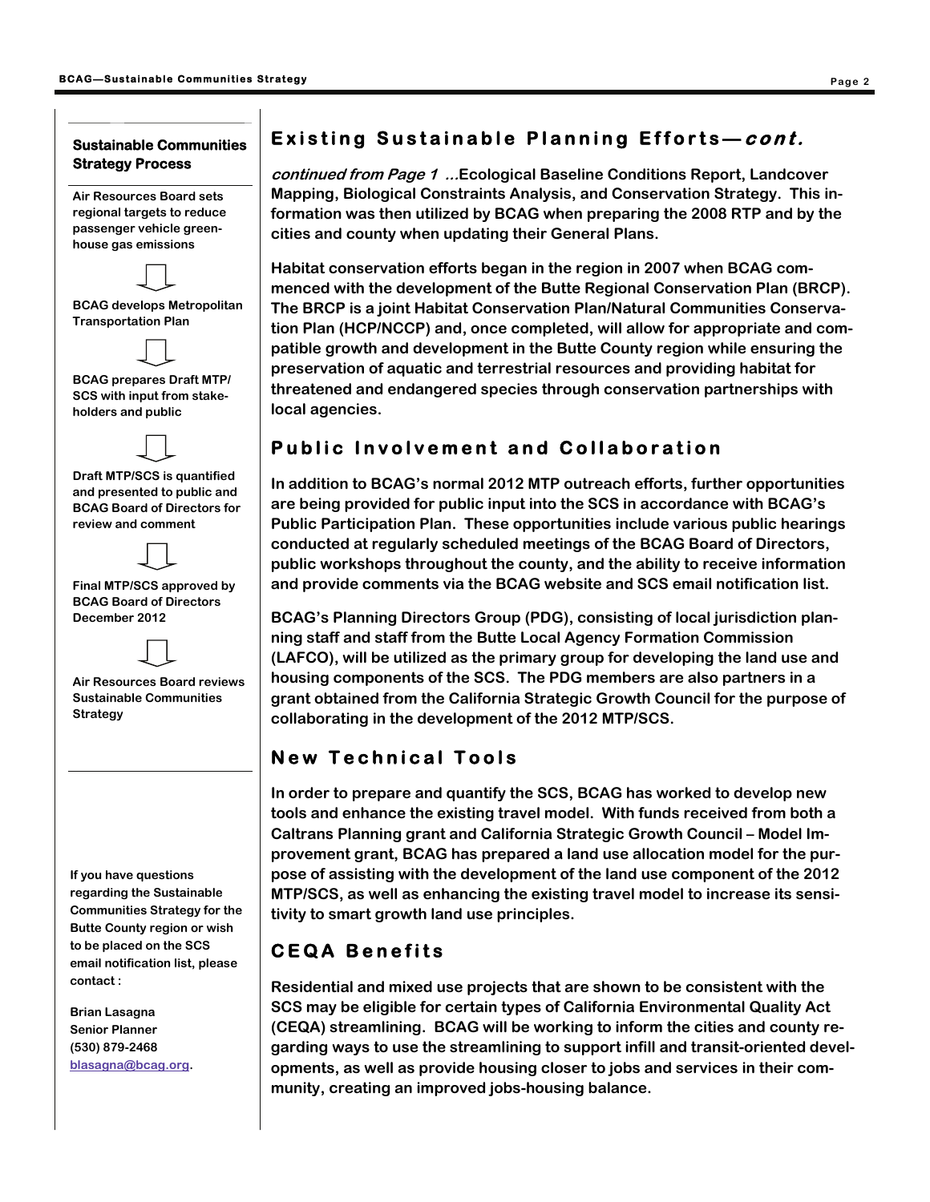## Sustainable Communities Strategy Process

Air Resources Board sets regional targets to reduce passenger vehicle greenhouse gas emissions

↓

BCAG develops Metropolitan Transportation Plan

↓

BCAG prepares Draft MTP/SCS with input from stakeholders and public

↓

Draft MTP/SCS is quantified and presented to public and BCAG Board of Directors for review and comment

↓

Final MTP/SCS approved by BCAG Board of Directors December 2012

↓

Air Resources Board reviews Sustainable Communities Strategy

If you have questions regarding the Sustainable Communities Strategy for the Butte County region or wish to be placed on the SCS email notification list, please contact :

Brian Lasagna
Senior Planner
(530) 879-2468
blasagna@bcag.org.

## Existing Sustainable Planning Efforts—*cont.*

***continued from Page 1 ...*** **Ecological Baseline Conditions Report, Landcover Mapping, Biological Constraints Analysis, and Conservation Strategy. This information was then utilized by BCAG when preparing the 2008 RTP and by the cities and county when updating their General Plans.**

Habitat conservation efforts began in the region in 2007 when BCAG commenced with the development of the Butte Regional Conservation Plan (BRCP). The BRCP is a joint Habitat Conservation Plan/Natural Communities Conservation Plan (HCP/NCCP) and, once completed, will allow for appropriate and compatible growth and development in the Butte County region while ensuring the preservation of aquatic and terrestrial resources and providing habitat for threatened and endangered species through conservation partnerships with local agencies.

## Public Involvement and Collaboration

In addition to BCAG's normal 2012 MTP outreach efforts, further opportunities are being provided for public input into the SCS in accordance with BCAG's Public Participation Plan. These opportunities include various public hearings conducted at regularly scheduled meetings of the BCAG Board of Directors, public workshops throughout the county, and the ability to receive information and provide comments via the BCAG website and SCS email notification list.

BCAG's Planning Directors Group (PDG), consisting of local jurisdiction planning staff and staff from the Butte Local Agency Formation Commission (LAFCO), will be utilized as the primary group for developing the land use and housing components of the SCS. The PDG members are also partners in a grant obtained from the California Strategic Growth Council for the purpose of collaborating in the development of the 2012 MTP/SCS.

## New Technical Tools

In order to prepare and quantify the SCS, BCAG has worked to develop new tools and enhance the existing travel model. With funds received from both a Caltrans Planning grant and California Strategic Growth Council – Model Improvement grant, BCAG has prepared a land use allocation model for the purpose of assisting with the development of the land use component of the 2012 MTP/SCS, as well as enhancing the existing travel model to increase its sensitivity to smart growth land use principles.

## CEQA Benefits

Residential and mixed use projects that are shown to be consistent with the SCS may be eligible for certain types of California Environmental Quality Act (CEQA) streamlining. BCAG will be working to inform the cities and county regarding ways to use the streamlining to support infill and transit-oriented developments, as well as provide housing closer to jobs and services in their community, creating an improved jobs-housing balance.